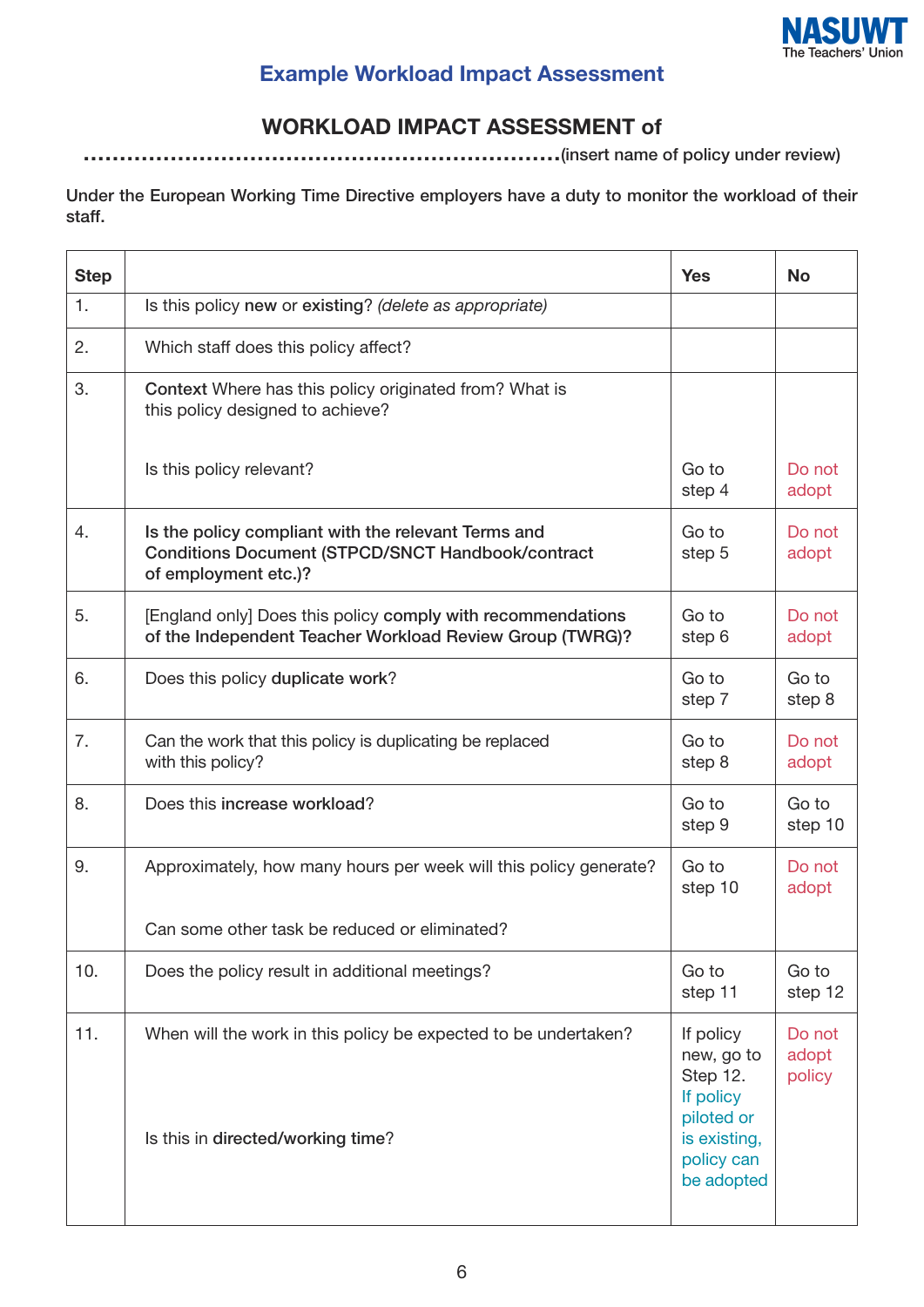## Example Workload Impact Assessment

# WORKLOAD IMPACT ASSESSMENT of

……………………………………………………………(insert name of policy under review)

**Under the European Working Time Directive employers have a duty to monitor the workload of their staff.**

| Step | | Yes | No |
|---|---|---|---|
| 1. | Is this policy **new** or **existing**? *(delete as appropriate)* | | |
| 2. | Which staff does this policy affect? | | |
| 3. | **Context** Where has this policy originated from? What is this policy designed to achieve?<br><br>Is this policy relevant? | Go to step 4 | Do not adopt |
| 4. | **Is the policy compliant with the relevant Terms and Conditions Document (STPCD/SNCT Handbook/contract of employment etc.)?** | Go to step 5 | Do not adopt |
| 5. | [England only] Does this policy **comply with recommendations of the Independent Teacher Workload Review Group (TWRG)?** | Go to step 6 | Do not adopt |
| 6. | Does this policy **duplicate work**? | Go to step 7 | Go to step 8 |
| 7. | Can the work that this policy is duplicating be replaced with this policy? | Go to step 8 | Do not adopt |
| 8. | Does this **increase workload**? | Go to step 9 | Go to step 10 |
| 9. | Approximately, how many hours per week will this policy generate?<br><br>Can some other task be reduced or eliminated? | Go to step 10 | Do not adopt |
| 10. | Does the policy result in additional meetings? | Go to step 11 | Go to step 12 |
| 11. | When will the work in this policy be expected to be undertaken?<br><br>Is this in **directed/working time**? | If policy new, go to Step 12. If policy piloted or is existing, policy can be adopted | Do not adopt policy |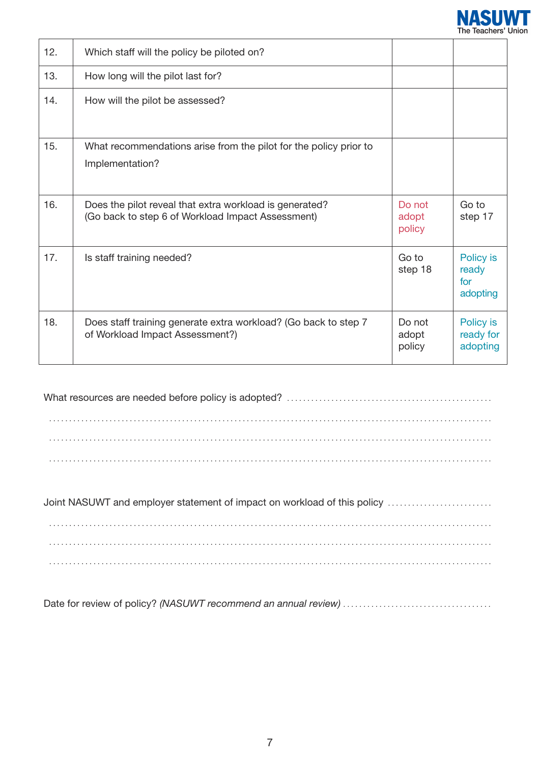| | | | |
|---|---|---|---|
| 12. | Which staff will the policy be piloted on? | | |
| 13. | How long will the pilot last for? | | |
| 14. | How will the pilot be assessed? | | |
| 15. | What recommendations arise from the pilot for the policy prior to Implementation? | | |
| 16. | Does the pilot reveal that extra workload is generated? (Go back to step 6 of Workload Impact Assessment) | Do not adopt policy | Go to step 17 |
| 17. | Is staff training needed? | Go to step 18 | Policy is ready for adopting |
| 18. | Does staff training generate extra workload? (Go back to step 7 of Workload Impact Assessment?) | Do not adopt policy | Policy is ready for adopting |

What resources are needed before policy is adopted? ..................................................

..........................................................................................................

..........................................................................................................

..........................................................................................................

Joint NASUWT and employer statement of impact on workload of this policy ..........................

..........................................................................................................

..........................................................................................................

..........................................................................................................

Date for review of policy? *(NASUWT recommend an annual review)* ....................................